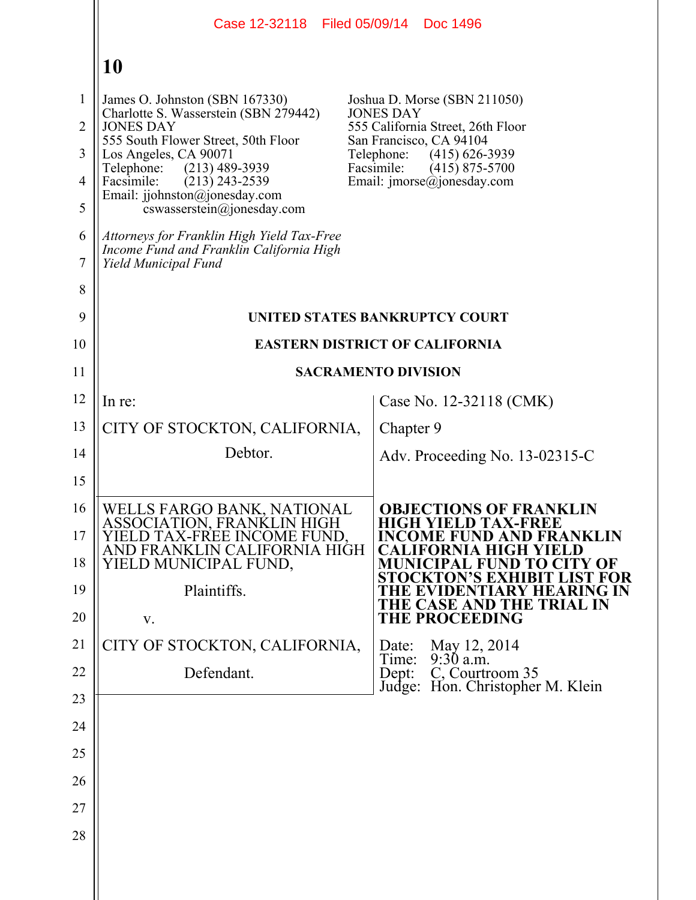Case 12-32118 Filed 05/09/14 Doc 1496

**10**

James O. Johnston (SBN 167330)
Charlotte S. Wasserstein (SBN 279442)
JONES DAY
555 South Flower Street, 50th Floor
Los Angeles, CA 90071
Telephone: (213) 489-3939
Facsimile: (213) 243-2539
Email: jjohnston@jonesday.com
cswasserstein@jonesday.com

Joshua D. Morse (SBN 211050)
JONES DAY
555 California Street, 26th Floor
San Francisco, CA 94104
Telephone: (415) 626-3939
Facsimile: (415) 875-5700
Email: jmorse@jonesday.com

*Attorneys for Franklin High Yield Tax-Free Income Fund and Franklin California High Yield Municipal Fund*

**UNITED STATES BANKRUPTCY COURT**

**EASTERN DISTRICT OF CALIFORNIA**

**SACRAMENTO DIVISION**

| | |
|---|---|
| In re:<br><br>CITY OF STOCKTON, CALIFORNIA,<br><br>Debtor. | Case No. 12-32118 (CMK)<br><br>Chapter 9<br><br>Adv. Proceeding No. 13-02315-C |
| WELLS FARGO BANK, NATIONAL ASSOCIATION, FRANKLIN HIGH YIELD TAX-FREE INCOME FUND, AND FRANKLIN CALIFORNIA HIGH YIELD MUNICIPAL FUND,<br><br>Plaintiffs.<br><br>v.<br><br>CITY OF STOCKTON, CALIFORNIA,<br><br>Defendant. | **OBJECTIONS OF FRANKLIN HIGH YIELD TAX-FREE INCOME FUND AND FRANKLIN CALIFORNIA HIGH YIELD MUNICIPAL FUND TO CITY OF STOCKTON'S EXHIBIT LIST FOR THE EVIDENTIARY HEARING IN THE CASE AND THE TRIAL IN THE PROCEEDING**<br><br>Date: May 12, 2014<br>Time: 9:30 a.m.<br>Dept: C, Courtroom 35<br>Judge: Hon. Christopher M. Klein |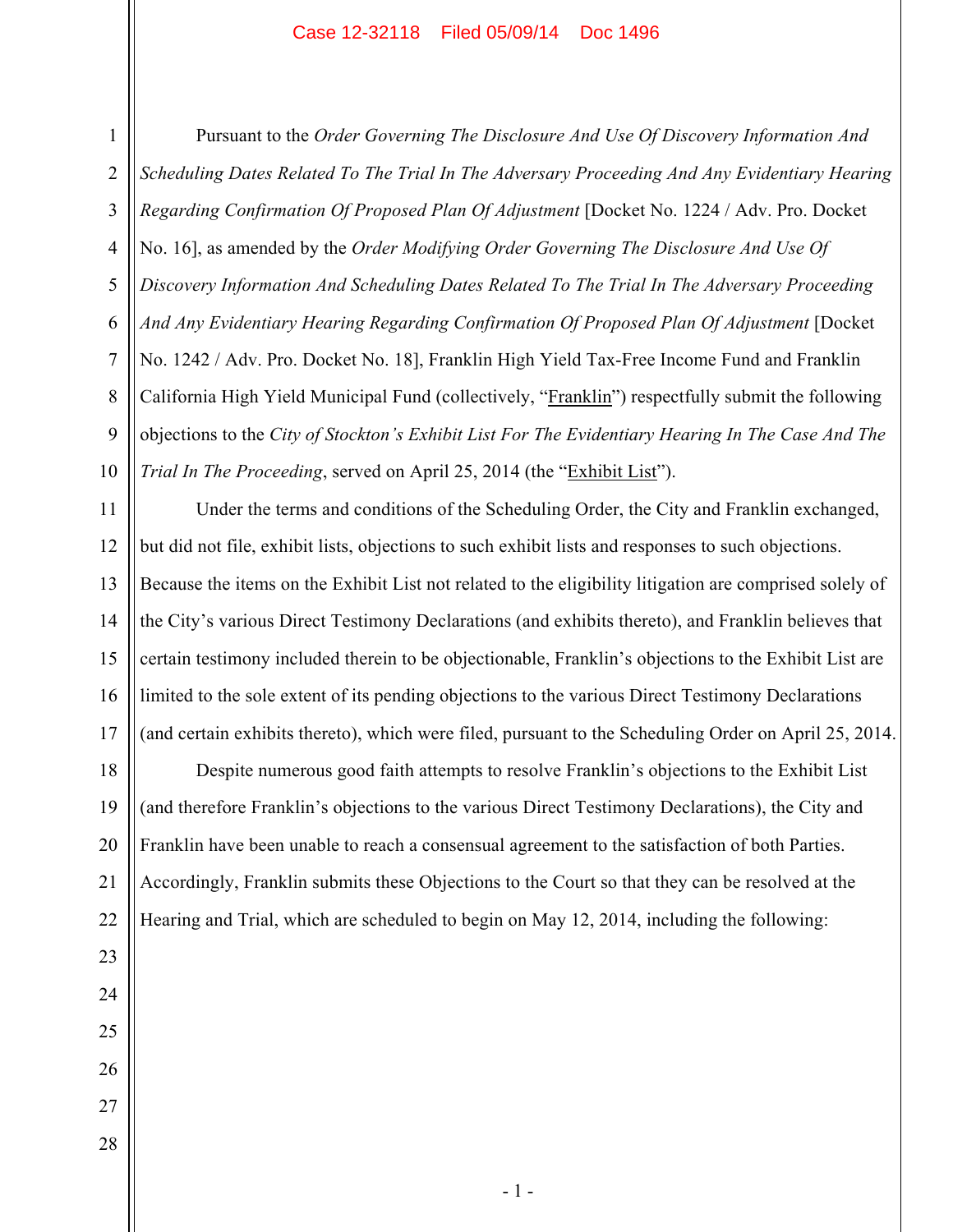Pursuant to the *Order Governing The Disclosure And Use Of Discovery Information And Scheduling Dates Related To The Trial In The Adversary Proceeding And Any Evidentiary Hearing Regarding Confirmation Of Proposed Plan Of Adjustment* [Docket No. 1224 / Adv. Pro. Docket No. 16], as amended by the *Order Modifying Order Governing The Disclosure And Use Of Discovery Information And Scheduling Dates Related To The Trial In The Adversary Proceeding And Any Evidentiary Hearing Regarding Confirmation Of Proposed Plan Of Adjustment* [Docket No. 1242 / Adv. Pro. Docket No. 18], Franklin High Yield Tax-Free Income Fund and Franklin California High Yield Municipal Fund (collectively, "Franklin") respectfully submit the following objections to the *City of Stockton's Exhibit List For The Evidentiary Hearing In The Case And The Trial In The Proceeding*, served on April 25, 2014 (the "Exhibit List").

Under the terms and conditions of the Scheduling Order, the City and Franklin exchanged, but did not file, exhibit lists, objections to such exhibit lists and responses to such objections. Because the items on the Exhibit List not related to the eligibility litigation are comprised solely of the City's various Direct Testimony Declarations (and exhibits thereto), and Franklin believes that certain testimony included therein to be objectionable, Franklin's objections to the Exhibit List are limited to the sole extent of its pending objections to the various Direct Testimony Declarations (and certain exhibits thereto), which were filed, pursuant to the Scheduling Order on April 25, 2014.

Despite numerous good faith attempts to resolve Franklin's objections to the Exhibit List (and therefore Franklin's objections to the various Direct Testimony Declarations), the City and Franklin have been unable to reach a consensual agreement to the satisfaction of both Parties. Accordingly, Franklin submits these Objections to the Court so that they can be resolved at the Hearing and Trial, which are scheduled to begin on May 12, 2014, including the following: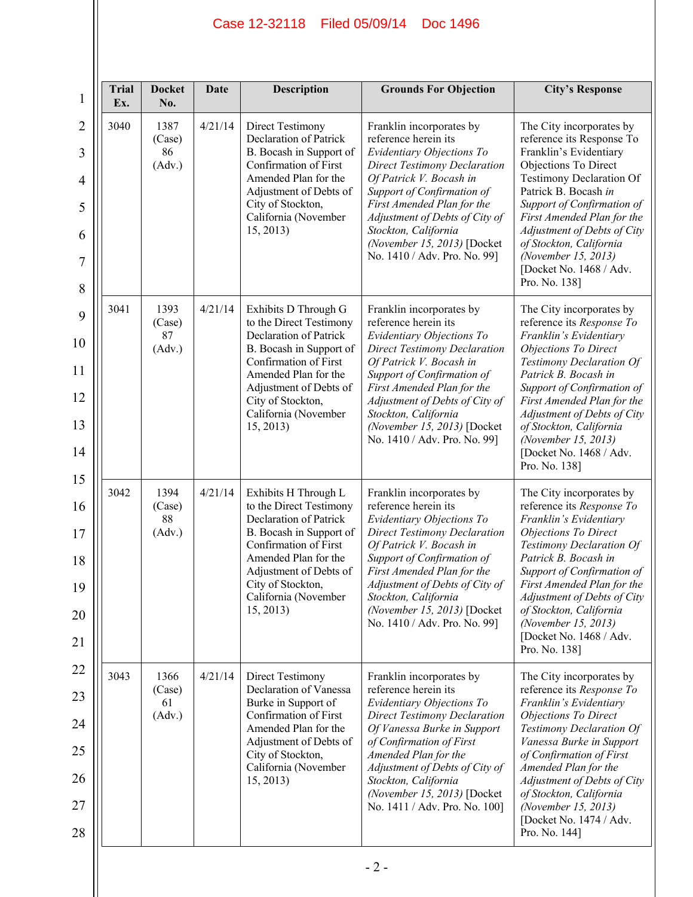| Trial Ex. | Docket No. | Date | Description | Grounds For Objection | City's Response |
|---|---|---|---|---|---|
| 3040 | 1387 (Case) 86 (Adv.) | 4/21/14 | Direct Testimony Declaration of Patrick B. Bocash in Support of Confirmation of First Amended Plan for the Adjustment of Debts of City of Stockton, California (November 15, 2013) | Franklin incorporates by reference herein its *Evidentiary Objections To Direct Testimony Declaration Of Patrick V. Bocash in Support of Confirmation of First Amended Plan for the Adjustment of Debts of City of Stockton, California (November 15, 2013)* [Docket No. 1410 / Adv. Pro. No. 99] | The City incorporates by reference its Response To Franklin's Evidentiary Objections To Direct Testimony Declaration Of Patrick B. Bocash *in Support of Confirmation of First Amended Plan for the Adjustment of Debts of City of Stockton, California (November 15, 2013)* [Docket No. 1468 / Adv. Pro. No. 138] |
| 3041 | 1393 (Case) 87 (Adv.) | 4/21/14 | Exhibits D Through G to the Direct Testimony Declaration of Patrick B. Bocash in Support of Confirmation of First Amended Plan for the Adjustment of Debts of City of Stockton, California (November 15, 2013) | Franklin incorporates by reference herein its *Evidentiary Objections To Direct Testimony Declaration Of Patrick V. Bocash in Support of Confirmation of First Amended Plan for the Adjustment of Debts of City of Stockton, California (November 15, 2013)* [Docket No. 1410 / Adv. Pro. No. 99] | The City incorporates by reference its *Response To Franklin's Evidentiary Objections To Direct Testimony Declaration Of Patrick B. Bocash in Support of Confirmation of First Amended Plan for the Adjustment of Debts of City of Stockton, California (November 15, 2013)* [Docket No. 1468 / Adv. Pro. No. 138] |
| 3042 | 1394 (Case) 88 (Adv.) | 4/21/14 | Exhibits H Through L to the Direct Testimony Declaration of Patrick B. Bocash in Support of Confirmation of First Amended Plan for the Adjustment of Debts of City of Stockton, California (November 15, 2013) | Franklin incorporates by reference herein its *Evidentiary Objections To Direct Testimony Declaration Of Patrick V. Bocash in Support of Confirmation of First Amended Plan for the Adjustment of Debts of City of Stockton, California (November 15, 2013)* [Docket No. 1410 / Adv. Pro. No. 99] | The City incorporates by reference its *Response To Franklin's Evidentiary Objections To Direct Testimony Declaration Of Patrick B. Bocash in Support of Confirmation of First Amended Plan for the Adjustment of Debts of City of Stockton, California (November 15, 2013)* [Docket No. 1468 / Adv. Pro. No. 138] |
| 3043 | 1366 (Case) 61 (Adv.) | 4/21/14 | Direct Testimony Declaration of Vanessa Burke in Support of Confirmation of First Amended Plan for the Adjustment of Debts of City of Stockton, California (November 15, 2013) | Franklin incorporates by reference herein its *Evidentiary Objections To Direct Testimony Declaration Of Vanessa Burke in Support of Confirmation of First Amended Plan for the Adjustment of Debts of City of Stockton, California (November 15, 2013)* [Docket No. 1411 / Adv. Pro. No. 100] | The City incorporates by reference its *Response To Franklin's Evidentiary Objections To Direct Testimony Declaration Of Vanessa Burke in Support of Confirmation of First Amended Plan for the Adjustment of Debts of City of Stockton, California (November 15, 2013)* [Docket No. 1474 / Adv. Pro. No. 144] |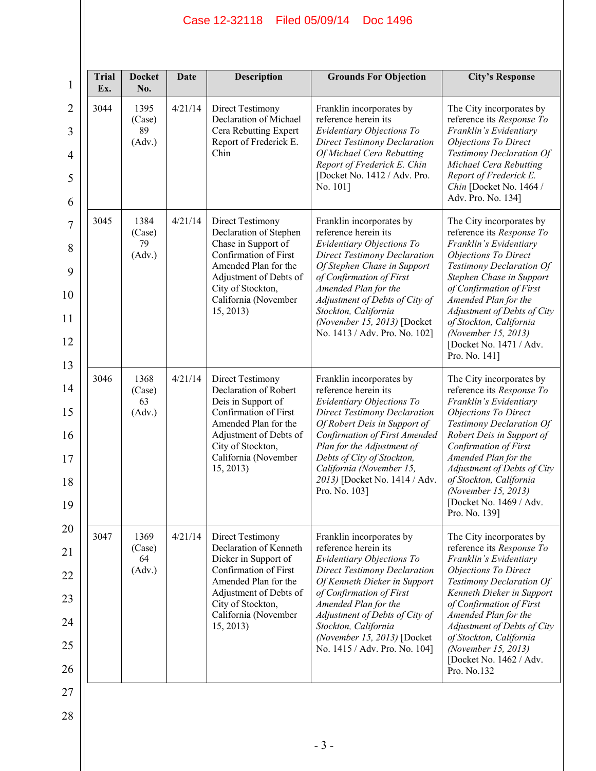| Trial Ex. | Docket No. | Date | Description | Grounds For Objection | City's Response |
|---|---|---|---|---|---|
| 3044 | 1395 (Case) 89 (Adv.) | 4/21/14 | Direct Testimony Declaration of Michael Cera Rebutting Expert Report of Frederick E. Chin | Franklin incorporates by reference herein its *Evidentiary Objections To Direct Testimony Declaration Of Michael Cera Rebutting Report of Frederick E. Chin* [Docket No. 1412 / Adv. Pro. No. 101] | The City incorporates by reference its *Response To Franklin's Evidentiary Objections To Direct Testimony Declaration Of Michael Cera Rebutting Report of Frederick E. Chin* [Docket No. 1464 / Adv. Pro. No. 134] |
| 3045 | 1384 (Case) 79 (Adv.) | 4/21/14 | Direct Testimony Declaration of Stephen Chase in Support of Confirmation of First Amended Plan for the Adjustment of Debts of City of Stockton, California (November 15, 2013) | Franklin incorporates by reference herein its *Evidentiary Objections To Direct Testimony Declaration Of Stephen Chase in Support of Confirmation of First Amended Plan for the Adjustment of Debts of City of Stockton, California (November 15, 2013)* [Docket No. 1413 / Adv. Pro. No. 102] | The City incorporates by reference its *Response To Franklin's Evidentiary Objections To Direct Testimony Declaration Of Stephen Chase in Support of Confirmation of First Amended Plan for the Adjustment of Debts of City of Stockton, California (November 15, 2013)* [Docket No. 1471 / Adv. Pro. No. 141] |
| 3046 | 1368 (Case) 63 (Adv.) | 4/21/14 | Direct Testimony Declaration of Robert Deis in Support of Confirmation of First Amended Plan for the Adjustment of Debts of City of Stockton, California (November 15, 2013) | Franklin incorporates by reference herein its *Evidentiary Objections To Direct Testimony Declaration Of Robert Deis in Support of Confirmation of First Amended Plan for the Adjustment of Debts of City of Stockton, California (November 15, 2013)* [Docket No. 1414 / Adv. Pro. No. 103] | The City incorporates by reference its *Response To Franklin's Evidentiary Objections To Direct Testimony Declaration Of Robert Deis in Support of Confirmation of First Amended Plan for the Adjustment of Debts of City of Stockton, California (November 15, 2013)* [Docket No. 1469 / Adv. Pro. No. 139] |
| 3047 | 1369 (Case) 64 (Adv.) | 4/21/14 | Direct Testimony Declaration of Kenneth Dieker in Support of Confirmation of First Amended Plan for the Adjustment of Debts of City of Stockton, California (November 15, 2013) | Franklin incorporates by reference herein its *Evidentiary Objections To Direct Testimony Declaration Of Kenneth Dieker in Support of Confirmation of First Amended Plan for the Adjustment of Debts of City of Stockton, California (November 15, 2013)* [Docket No. 1415 / Adv. Pro. No. 104] | The City incorporates by reference its *Response To Franklin's Evidentiary Objections To Direct Testimony Declaration Of Kenneth Dieker in Support of Confirmation of First Amended Plan for the Adjustment of Debts of City of Stockton, California (November 15, 2013)* [Docket No. 1462 / Adv. Pro. No.132 |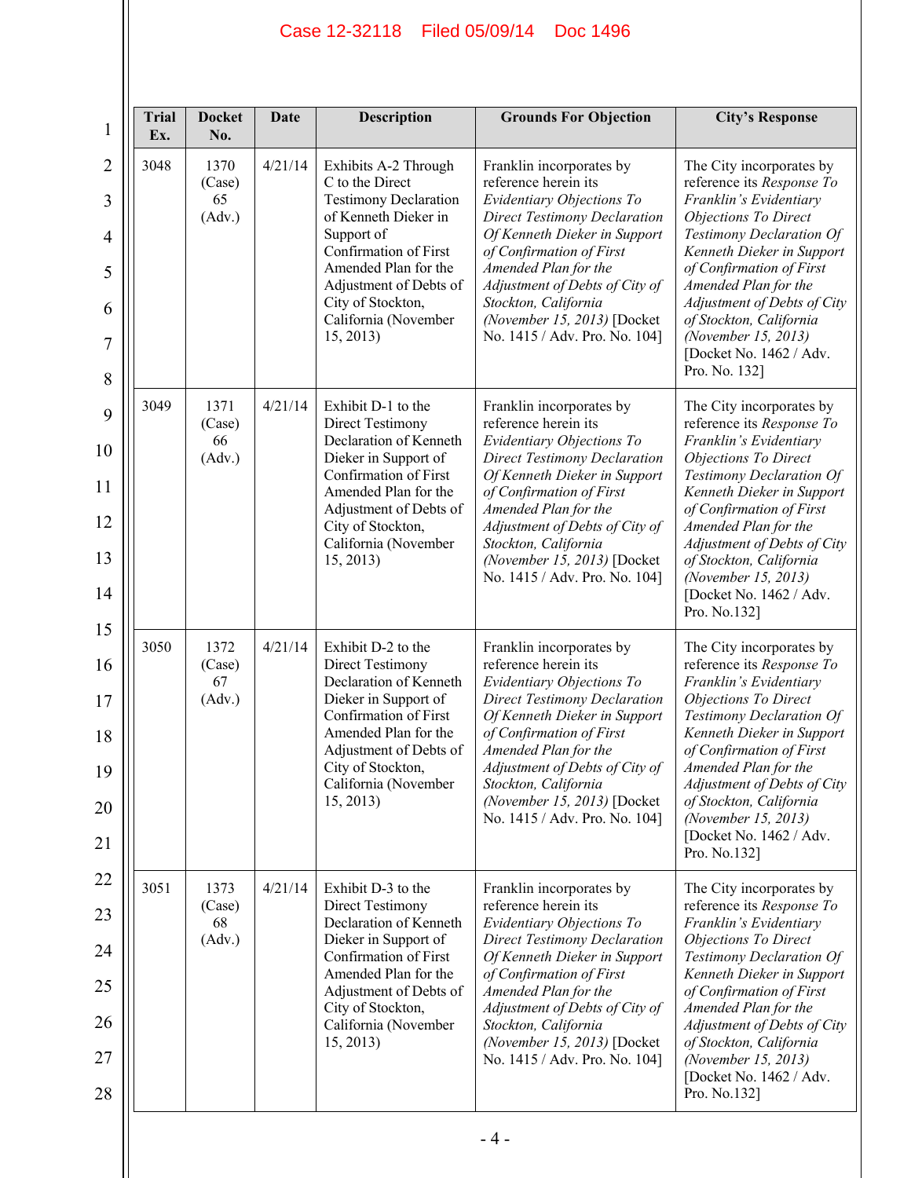| Trial Ex. | Docket No. | Date | Description | Grounds For Objection | City's Response |
|---|---|---|---|---|---|
| 3048 | 1370 (Case) 65 (Adv.) | 4/21/14 | Exhibits A-2 Through C to the Direct Testimony Declaration of Kenneth Dieker in Support of Confirmation of First Amended Plan for the Adjustment of Debts of City of Stockton, California (November 15, 2013) | Franklin incorporates by reference herein its *Evidentiary Objections To Direct Testimony Declaration Of Kenneth Dieker in Support of Confirmation of First Amended Plan for the Adjustment of Debts of City of Stockton, California (November 15, 2013)* [Docket No. 1415 / Adv. Pro. No. 104] | The City incorporates by reference its *Response To Franklin's Evidentiary Objections To Direct Testimony Declaration Of Kenneth Dieker in Support of Confirmation of First Amended Plan for the Adjustment of Debts of City of Stockton, California (November 15, 2013)* [Docket No. 1462 / Adv. Pro. No. 132] |
| 3049 | 1371 (Case) 66 (Adv.) | 4/21/14 | Exhibit D-1 to the Direct Testimony Declaration of Kenneth Dieker in Support of Confirmation of First Amended Plan for the Adjustment of Debts of City of Stockton, California (November 15, 2013) | Franklin incorporates by reference herein its *Evidentiary Objections To Direct Testimony Declaration Of Kenneth Dieker in Support of Confirmation of First Amended Plan for the Adjustment of Debts of City of Stockton, California (November 15, 2013)* [Docket No. 1415 / Adv. Pro. No. 104] | The City incorporates by reference its *Response To Franklin's Evidentiary Objections To Direct Testimony Declaration Of Kenneth Dieker in Support of Confirmation of First Amended Plan for the Adjustment of Debts of City of Stockton, California (November 15, 2013)* [Docket No. 1462 / Adv. Pro. No.132] |
| 3050 | 1372 (Case) 67 (Adv.) | 4/21/14 | Exhibit D-2 to the Direct Testimony Declaration of Kenneth Dieker in Support of Confirmation of First Amended Plan for the Adjustment of Debts of City of Stockton, California (November 15, 2013) | Franklin incorporates by reference herein its *Evidentiary Objections To Direct Testimony Declaration Of Kenneth Dieker in Support of Confirmation of First Amended Plan for the Adjustment of Debts of City of Stockton, California (November 15, 2013)* [Docket No. 1415 / Adv. Pro. No. 104] | The City incorporates by reference its *Response To Franklin's Evidentiary Objections To Direct Testimony Declaration Of Kenneth Dieker in Support of Confirmation of First Amended Plan for the Adjustment of Debts of City of Stockton, California (November 15, 2013)* [Docket No. 1462 / Adv. Pro. No.132] |
| 3051 | 1373 (Case) 68 (Adv.) | 4/21/14 | Exhibit D-3 to the Direct Testimony Declaration of Kenneth Dieker in Support of Confirmation of First Amended Plan for the Adjustment of Debts of City of Stockton, California (November 15, 2013) | Franklin incorporates by reference herein its *Evidentiary Objections To Direct Testimony Declaration Of Kenneth Dieker in Support of Confirmation of First Amended Plan for the Adjustment of Debts of City of Stockton, California (November 15, 2013)* [Docket No. 1415 / Adv. Pro. No. 104] | The City incorporates by reference its *Response To Franklin's Evidentiary Objections To Direct Testimony Declaration Of Kenneth Dieker in Support of Confirmation of First Amended Plan for the Adjustment of Debts of City of Stockton, California (November 15, 2013)* [Docket No. 1462 / Adv. Pro. No.132] |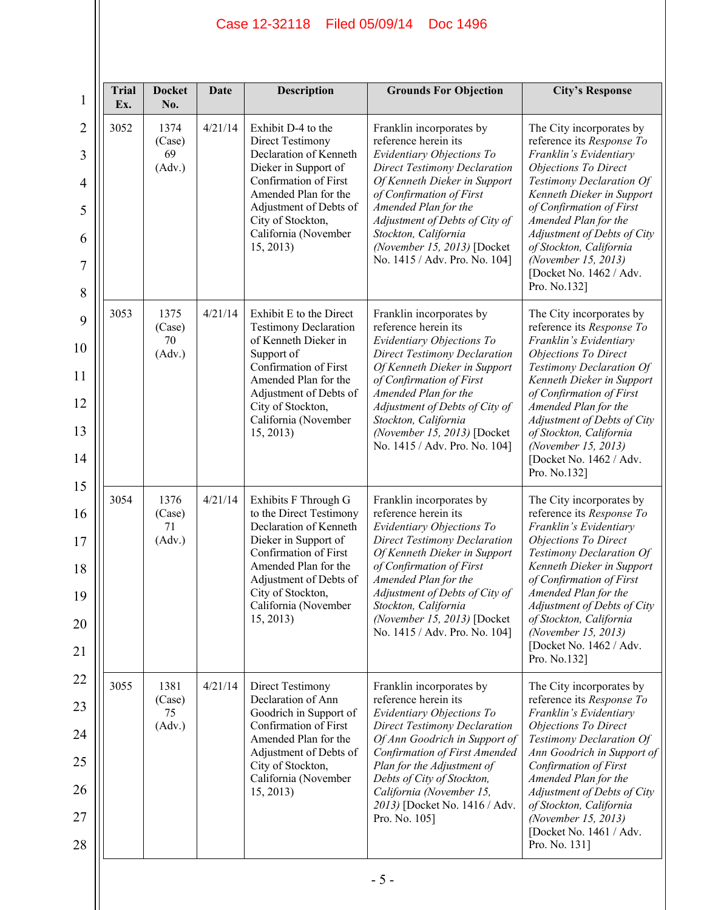| Trial Ex. | Docket No. | Date | Description | Grounds For Objection | City's Response |
|---|---|---|---|---|---|
| 3052 | 1374 (Case) 69 (Adv.) | 4/21/14 | Exhibit D-4 to the Direct Testimony Declaration of Kenneth Dieker in Support of Confirmation of First Amended Plan for the Adjustment of Debts of City of Stockton, California (November 15, 2013) | Franklin incorporates by reference herein its *Evidentiary Objections To Direct Testimony Declaration Of Kenneth Dieker in Support of Confirmation of First Amended Plan for the Adjustment of Debts of City of Stockton, California (November 15, 2013)* [Docket No. 1415 / Adv. Pro. No. 104] | The City incorporates by reference its *Response To Franklin's Evidentiary Objections To Direct Testimony Declaration Of Kenneth Dieker in Support of Confirmation of First Amended Plan for the Adjustment of Debts of City of Stockton, California (November 15, 2013)* [Docket No. 1462 / Adv. Pro. No.132] |
| 3053 | 1375 (Case) 70 (Adv.) | 4/21/14 | Exhibit E to the Direct Testimony Declaration of Kenneth Dieker in Support of Confirmation of First Amended Plan for the Adjustment of Debts of City of Stockton, California (November 15, 2013) | Franklin incorporates by reference herein its *Evidentiary Objections To Direct Testimony Declaration Of Kenneth Dieker in Support of Confirmation of First Amended Plan for the Adjustment of Debts of City of Stockton, California (November 15, 2013)* [Docket No. 1415 / Adv. Pro. No. 104] | The City incorporates by reference its *Response To Franklin's Evidentiary Objections To Direct Testimony Declaration Of Kenneth Dieker in Support of Confirmation of First Amended Plan for the Adjustment of Debts of City of Stockton, California (November 15, 2013)* [Docket No. 1462 / Adv. Pro. No.132] |
| 3054 | 1376 (Case) 71 (Adv.) | 4/21/14 | Exhibits F Through G to the Direct Testimony Declaration of Kenneth Dieker in Support of Confirmation of First Amended Plan for the Adjustment of Debts of City of Stockton, California (November 15, 2013) | Franklin incorporates by reference herein its *Evidentiary Objections To Direct Testimony Declaration Of Kenneth Dieker in Support of Confirmation of First Amended Plan for the Adjustment of Debts of City of Stockton, California (November 15, 2013)* [Docket No. 1415 / Adv. Pro. No. 104] | The City incorporates by reference its *Response To Franklin's Evidentiary Objections To Direct Testimony Declaration Of Kenneth Dieker in Support of Confirmation of First Amended Plan for the Adjustment of Debts of City of Stockton, California (November 15, 2013)* [Docket No. 1462 / Adv. Pro. No.132] |
| 3055 | 1381 (Case) 75 (Adv.) | 4/21/14 | Direct Testimony Declaration of Ann Goodrich in Support of Confirmation of First Amended Plan for the Adjustment of Debts of City of Stockton, California (November 15, 2013) | Franklin incorporates by reference herein its *Evidentiary Objections To Direct Testimony Declaration Of Ann Goodrich in Support of Confirmation of First Amended Plan for the Adjustment of Debts of City of Stockton, California (November 15, 2013)* [Docket No. 1416 / Adv. Pro. No. 105] | The City incorporates by reference its *Response To Franklin's Evidentiary Objections To Direct Testimony Declaration Of Ann Goodrich in Support of Confirmation of First Amended Plan for the Adjustment of Debts of City of Stockton, California (November 15, 2013)* [Docket No. 1461 / Adv. Pro. No. 131] |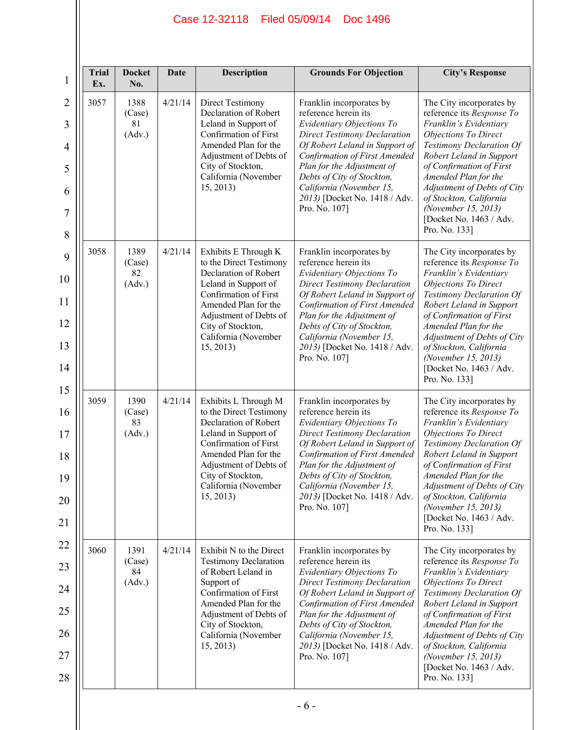| Trial Ex. | Docket No. | Date | Description | Grounds For Objection | City's Response |
|---|---|---|---|---|---|
| 3057 | 1388 (Case) 81 (Adv.) | 4/21/14 | Direct Testimony Declaration of Robert Leland in Support of Confirmation of First Amended Plan for the Adjustment of Debts of City of Stockton, California (November 15, 2013) | Franklin incorporates by reference herein its *Evidentiary Objections To Direct Testimony Declaration Of Robert Leland in Support of Confirmation of First Amended Plan for the Adjustment of Debts of City of Stockton, California (November 15, 2013)* [Docket No. 1418 / Adv. Pro. No. 107] | The City incorporates by reference its *Response To Franklin's Evidentiary Objections To Direct Testimony Declaration Of Robert Leland in Support of Confirmation of First Amended Plan for the Adjustment of Debts of City of Stockton, California (November 15, 2013)* [Docket No. 1463 / Adv. Pro. No. 133] |
| 3058 | 1389 (Case) 82 (Adv.) | 4/21/14 | Exhibits E Through K to the Direct Testimony Declaration of Robert Leland in Support of Confirmation of First Amended Plan for the Adjustment of Debts of City of Stockton, California (November 15, 2013) | Franklin incorporates by reference herein its *Evidentiary Objections To Direct Testimony Declaration Of Robert Leland in Support of Confirmation of First Amended Plan for the Adjustment of Debts of City of Stockton, California (November 15, 2013)* [Docket No. 1418 / Adv. Pro. No. 107] | The City incorporates by reference its *Response To Franklin's Evidentiary Objections To Direct Testimony Declaration Of Robert Leland in Support of Confirmation of First Amended Plan for the Adjustment of Debts of City of Stockton, California (November 15, 2013)* [Docket No. 1463 / Adv. Pro. No. 133] |
| 3059 | 1390 (Case) 83 (Adv.) | 4/21/14 | Exhibits L Through M to the Direct Testimony Declaration of Robert Leland in Support of Confirmation of First Amended Plan for the Adjustment of Debts of City of Stockton, California (November 15, 2013) | Franklin incorporates by reference herein its *Evidentiary Objections To Direct Testimony Declaration Of Robert Leland in Support of Confirmation of First Amended Plan for the Adjustment of Debts of City of Stockton, California (November 15, 2013)* [Docket No. 1418 / Adv. Pro. No. 107] | The City incorporates by reference its *Response To Franklin's Evidentiary Objections To Direct Testimony Declaration Of Robert Leland in Support of Confirmation of First Amended Plan for the Adjustment of Debts of City of Stockton, California (November 15, 2013)* [Docket No. 1463 / Adv. Pro. No. 133] |
| 3060 | 1391 (Case) 84 (Adv.) | 4/21/14 | Exhibit N to the Direct Testimony Declaration of Robert Leland in Support of Confirmation of First Amended Plan for the Adjustment of Debts of City of Stockton, California (November 15, 2013) | Franklin incorporates by reference herein its *Evidentiary Objections To Direct Testimony Declaration Of Robert Leland in Support of Confirmation of First Amended Plan for the Adjustment of Debts of City of Stockton, California (November 15, 2013)* [Docket No. 1418 / Adv. Pro. No. 107] | The City incorporates by reference its *Response To Franklin's Evidentiary Objections To Direct Testimony Declaration Of Robert Leland in Support of Confirmation of First Amended Plan for the Adjustment of Debts of City of Stockton, California (November 15, 2013)* [Docket No. 1463 / Adv. Pro. No. 133] |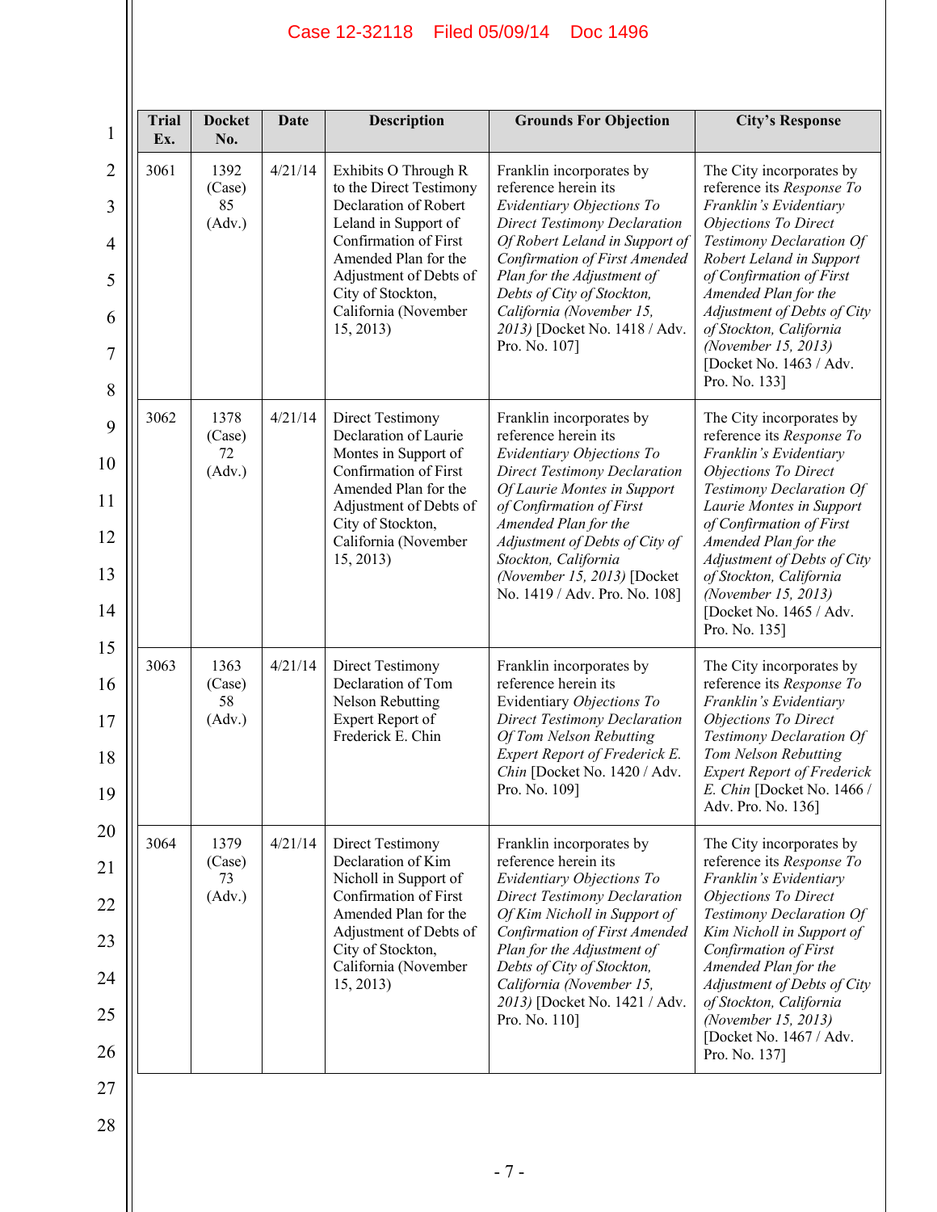| Trial Ex. | Docket No. | Date | Description | Grounds For Objection | City's Response |
|---|---|---|---|---|---|
| 3061 | 1392 (Case) 85 (Adv.) | 4/21/14 | Exhibits O Through R to the Direct Testimony Declaration of Robert Leland in Support of Confirmation of First Amended Plan for the Adjustment of Debts of City of Stockton, California (November 15, 2013) | Franklin incorporates by reference herein its *Evidentiary Objections To Direct Testimony Declaration Of Robert Leland in Support of Confirmation of First Amended Plan for the Adjustment of Debts of City of Stockton, California (November 15, 2013)* [Docket No. 1418 / Adv. Pro. No. 107] | The City incorporates by reference its *Response To Franklin's Evidentiary Objections To Direct Testimony Declaration Of Robert Leland in Support of Confirmation of First Amended Plan for the Adjustment of Debts of City of Stockton, California (November 15, 2013)* [Docket No. 1463 / Adv. Pro. No. 133] |
| 3062 | 1378 (Case) 72 (Adv.) | 4/21/14 | Direct Testimony Declaration of Laurie Montes in Support of Confirmation of First Amended Plan for the Adjustment of Debts of City of Stockton, California (November 15, 2013) | Franklin incorporates by reference herein its *Evidentiary Objections To Direct Testimony Declaration Of Laurie Montes in Support of Confirmation of First Amended Plan for the Adjustment of Debts of City of Stockton, California (November 15, 2013)* [Docket No. 1419 / Adv. Pro. No. 108] | The City incorporates by reference its *Response To Franklin's Evidentiary Objections To Direct Testimony Declaration Of Laurie Montes in Support of Confirmation of First Amended Plan for the Adjustment of Debts of City of Stockton, California (November 15, 2013)* [Docket No. 1465 / Adv. Pro. No. 135] |
| 3063 | 1363 (Case) 58 (Adv.) | 4/21/14 | Direct Testimony Declaration of Tom Nelson Rebutting Expert Report of Frederick E. Chin | Franklin incorporates by reference herein its Evidentiary *Objections To Direct Testimony Declaration Of Tom Nelson Rebutting Expert Report of Frederick E. Chin* [Docket No. 1420 / Adv. Pro. No. 109] | The City incorporates by reference its *Response To Franklin's Evidentiary Objections To Direct Testimony Declaration Of Tom Nelson Rebutting Expert Report of Frederick E. Chin* [Docket No. 1466 / Adv. Pro. No. 136] |
| 3064 | 1379 (Case) 73 (Adv.) | 4/21/14 | Direct Testimony Declaration of Kim Nicholl in Support of Confirmation of First Amended Plan for the Adjustment of Debts of City of Stockton, California (November 15, 2013) | Franklin incorporates by reference herein its *Evidentiary Objections To Direct Testimony Declaration Of Kim Nicholl in Support of Confirmation of First Amended Plan for the Adjustment of Debts of City of Stockton, California (November 15, 2013)* [Docket No. 1421 / Adv. Pro. No. 110] | The City incorporates by reference its *Response To Franklin's Evidentiary Objections To Direct Testimony Declaration Of Kim Nicholl in Support of Confirmation of First Amended Plan for the Adjustment of Debts of City of Stockton, California (November 15, 2013)* [Docket No. 1467 / Adv. Pro. No. 137] |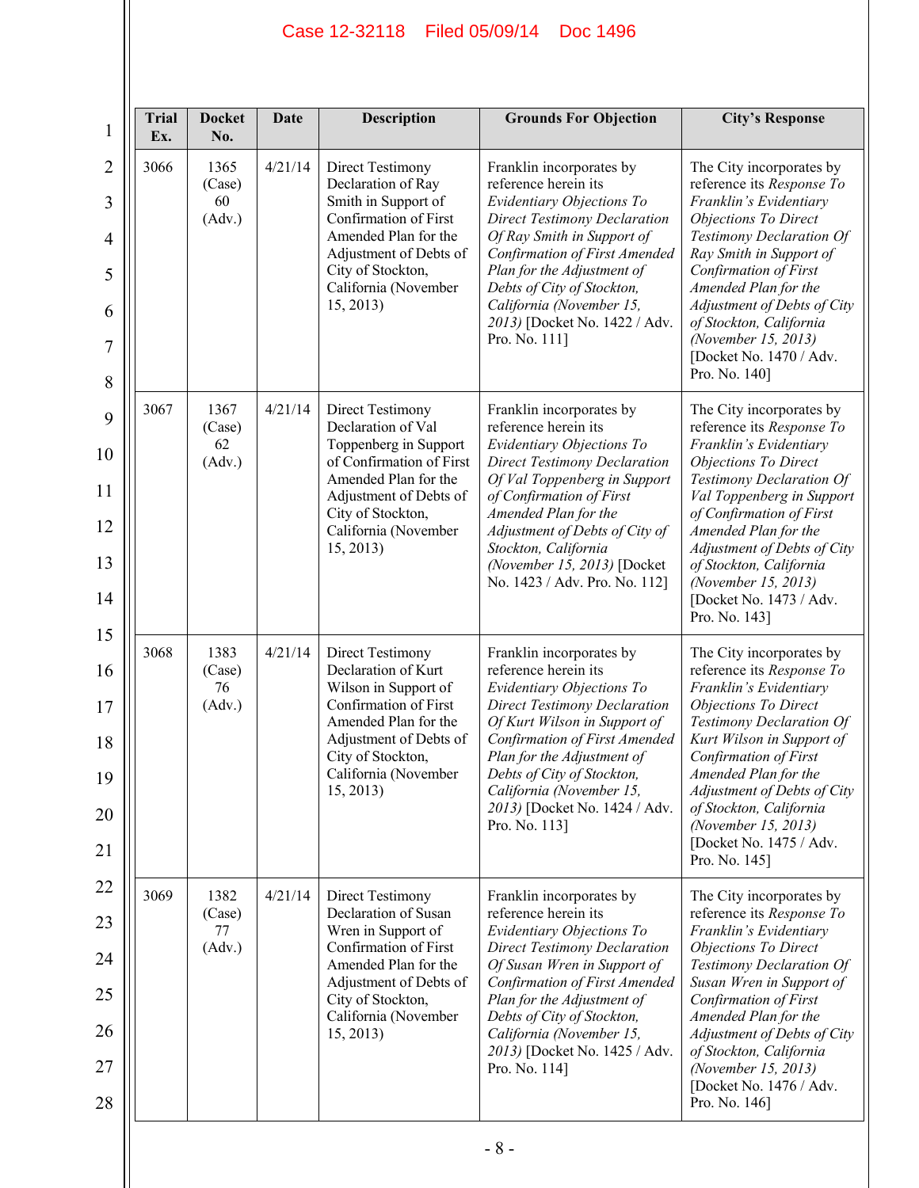| Trial Ex. | Docket No. | Date | Description | Grounds For Objection | City's Response |
|---|---|---|---|---|---|
| 3066 | 1365 (Case) 60 (Adv.) | 4/21/14 | Direct Testimony Declaration of Ray Smith in Support of Confirmation of First Amended Plan for the Adjustment of Debts of City of Stockton, California (November 15, 2013) | Franklin incorporates by reference herein its *Evidentiary Objections To Direct Testimony Declaration Of Ray Smith in Support of Confirmation of First Amended Plan for the Adjustment of Debts of City of Stockton, California (November 15, 2013)* [Docket No. 1422 / Adv. Pro. No. 111] | The City incorporates by reference its *Response To Franklin's Evidentiary Objections To Direct Testimony Declaration Of Ray Smith in Support of Confirmation of First Amended Plan for the Adjustment of Debts of City of Stockton, California (November 15, 2013)* [Docket No. 1470 / Adv. Pro. No. 140] |
| 3067 | 1367 (Case) 62 (Adv.) | 4/21/14 | Direct Testimony Declaration of Val Toppenberg in Support of Confirmation of First Amended Plan for the Adjustment of Debts of City of Stockton, California (November 15, 2013) | Franklin incorporates by reference herein its *Evidentiary Objections To Direct Testimony Declaration Of Val Toppenberg in Support of Confirmation of First Amended Plan for the Adjustment of Debts of City of Stockton, California (November 15, 2013)* [Docket No. 1423 / Adv. Pro. No. 112] | The City incorporates by reference its *Response To Franklin's Evidentiary Objections To Direct Testimony Declaration Of Val Toppenberg in Support of Confirmation of First Amended Plan for the Adjustment of Debts of City of Stockton, California (November 15, 2013)* [Docket No. 1473 / Adv. Pro. No. 143] |
| 3068 | 1383 (Case) 76 (Adv.) | 4/21/14 | Direct Testimony Declaration of Kurt Wilson in Support of Confirmation of First Amended Plan for the Adjustment of Debts of City of Stockton, California (November 15, 2013) | Franklin incorporates by reference herein its *Evidentiary Objections To Direct Testimony Declaration Of Kurt Wilson in Support of Confirmation of First Amended Plan for the Adjustment of Debts of City of Stockton, California (November 15, 2013)* [Docket No. 1424 / Adv. Pro. No. 113] | The City incorporates by reference its *Response To Franklin's Evidentiary Objections To Direct Testimony Declaration Of Kurt Wilson in Support of Confirmation of First Amended Plan for the Adjustment of Debts of City of Stockton, California (November 15, 2013)* [Docket No. 1475 / Adv. Pro. No. 145] |
| 3069 | 1382 (Case) 77 (Adv.) | 4/21/14 | Direct Testimony Declaration of Susan Wren in Support of Confirmation of First Amended Plan for the Adjustment of Debts of City of Stockton, California (November 15, 2013) | Franklin incorporates by reference herein its *Evidentiary Objections To Direct Testimony Declaration Of Susan Wren in Support of Confirmation of First Amended Plan for the Adjustment of Debts of City of Stockton, California (November 15, 2013)* [Docket No. 1425 / Adv. Pro. No. 114] | The City incorporates by reference its *Response To Franklin's Evidentiary Objections To Direct Testimony Declaration Of Susan Wren in Support of Confirmation of First Amended Plan for the Adjustment of Debts of City of Stockton, California (November 15, 2013)* [Docket No. 1476 / Adv. Pro. No. 146] |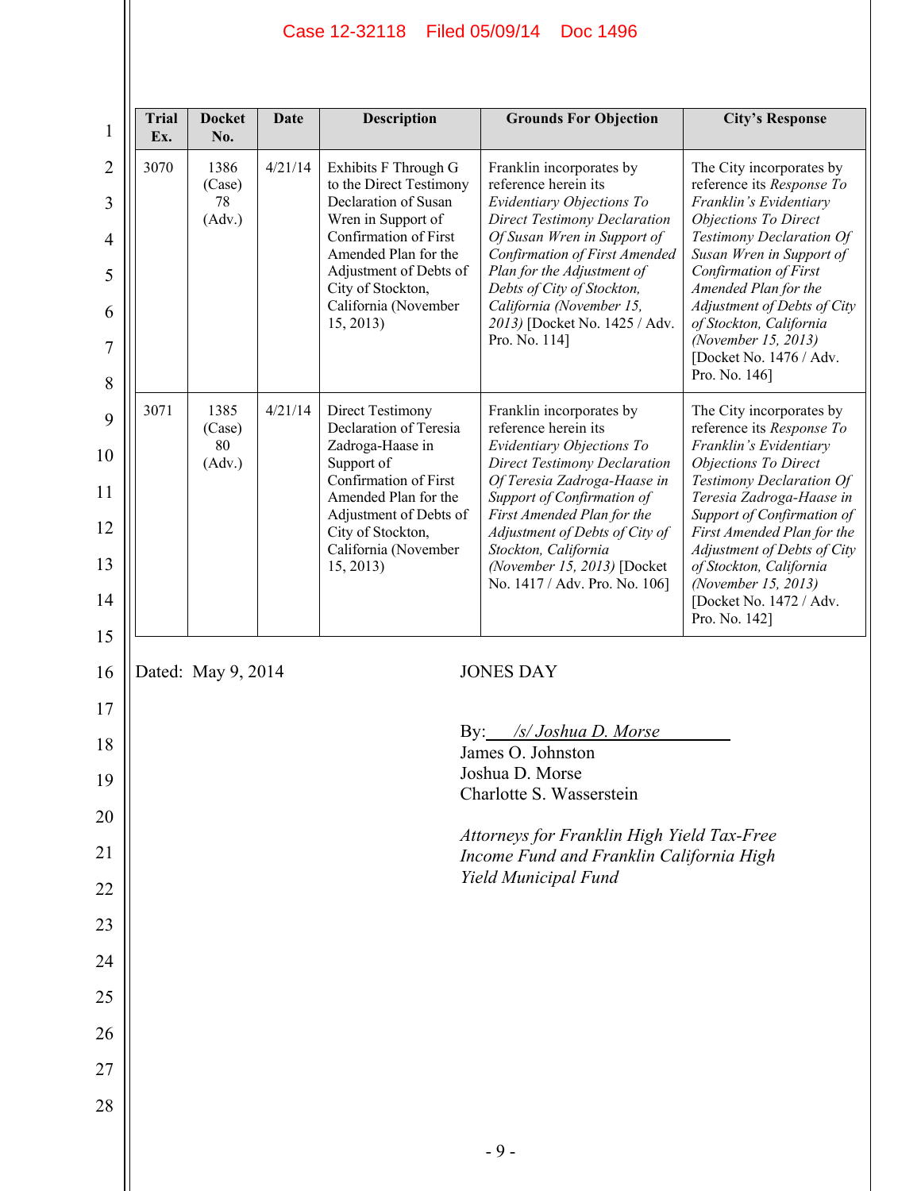| Trial Ex. | Docket No. | Date | Description | Grounds For Objection | City's Response |
|---|---|---|---|---|---|
| 3070 | 1386 (Case) 78 (Adv.) | 4/21/14 | Exhibits F Through G to the Direct Testimony Declaration of Susan Wren in Support of Confirmation of First Amended Plan for the Adjustment of Debts of City of Stockton, California (November 15, 2013) | Franklin incorporates by reference herein its *Evidentiary Objections To Direct Testimony Declaration Of Susan Wren in Support of Confirmation of First Amended Plan for the Adjustment of Debts of City of Stockton, California (November 15, 2013)* [Docket No. 1425 / Adv. Pro. No. 114] | The City incorporates by reference its *Response To Franklin's Evidentiary Objections To Direct Testimony Declaration Of Susan Wren in Support of Confirmation of First Amended Plan for the Adjustment of Debts of City of Stockton, California (November 15, 2013)* [Docket No. 1476 / Adv. Pro. No. 146] |
| 3071 | 1385 (Case) 80 (Adv.) | 4/21/14 | Direct Testimony Declaration of Teresia Zadroga-Haase in Support of Confirmation of First Amended Plan for the Adjustment of Debts of City of Stockton, California (November 15, 2013) | Franklin incorporates by reference herein its *Evidentiary Objections To Direct Testimony Declaration Of Teresia Zadroga-Haase in Support of Confirmation of First Amended Plan for the Adjustment of Debts of City of Stockton, California (November 15, 2013)* [Docket No. 1417 / Adv. Pro. No. 106] | The City incorporates by reference its *Response To Franklin's Evidentiary Objections To Direct Testimony Declaration Of Teresia Zadroga-Haase in Support of Confirmation of First Amended Plan for the Adjustment of Debts of City of Stockton, California (November 15, 2013)* [Docket No. 1472 / Adv. Pro. No. 142] |

Dated: May 9, 2014

JONES DAY

By: */s/ Joshua D. Morse*
James O. Johnston
Joshua D. Morse
Charlotte S. Wasserstein

*Attorneys for Franklin High Yield Tax-Free Income Fund and Franklin California High Yield Municipal Fund*